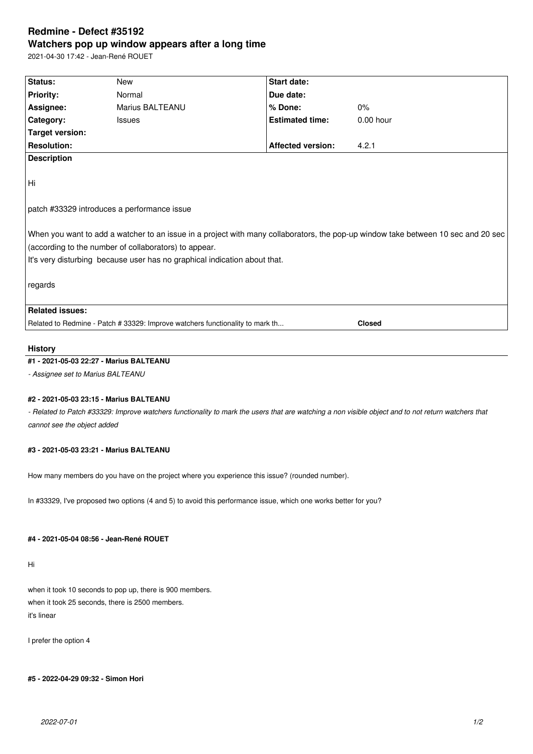# Redmine - Defect #35192

## Watchers pop up window appears after a long time

2021-04-30 17:42 - Jean-René ROUET

| Status: | New | Start date: | |
|---|---|---|---|
| Priority: | Normal | Due date: | |
| Assignee: | Marius BALTEANU | % Done: | 0% |
| Category: | Issues | Estimated time: | 0.00 hour |
| Target version: | | | |
| Resolution: | | Affected version: | 4.2.1 |

**Description**

Hi

patch #33329 introduces a performance issue

When you want to add a watcher to an issue in a project with many collaborators, the pop-up window take between 10 sec and 20 sec (according to the number of collaborators) to appear.
It's very disturbing because user has no graphical indication about that.

regards

**Related issues:**

| Related to Redmine - Patch # 33329: Improve watchers functionality to mark th... | **Closed** |
|---|---|

### History

#### #1 - 2021-05-03 22:27 - Marius BALTEANU

*- Assignee set to Marius BALTEANU*

#### #2 - 2021-05-03 23:15 - Marius BALTEANU

*- Related to Patch #33329: Improve watchers functionality to mark the users that are watching a non visible object and to not return watchers that cannot see the object added*

#### #3 - 2021-05-03 23:21 - Marius BALTEANU

How many members do you have on the project where you experience this issue? (rounded number).

In #33329, I've proposed two options (4 and 5) to avoid this performance issue, which one works better for you?

#### #4 - 2021-05-04 08:56 - Jean-René ROUET

Hi

when it took 10 seconds to pop up, there is 900 members.
when it took 25 seconds, there is 2500 members.
it's linear

I prefer the option 4

#### #5 - 2022-04-29 09:32 - Simon Hori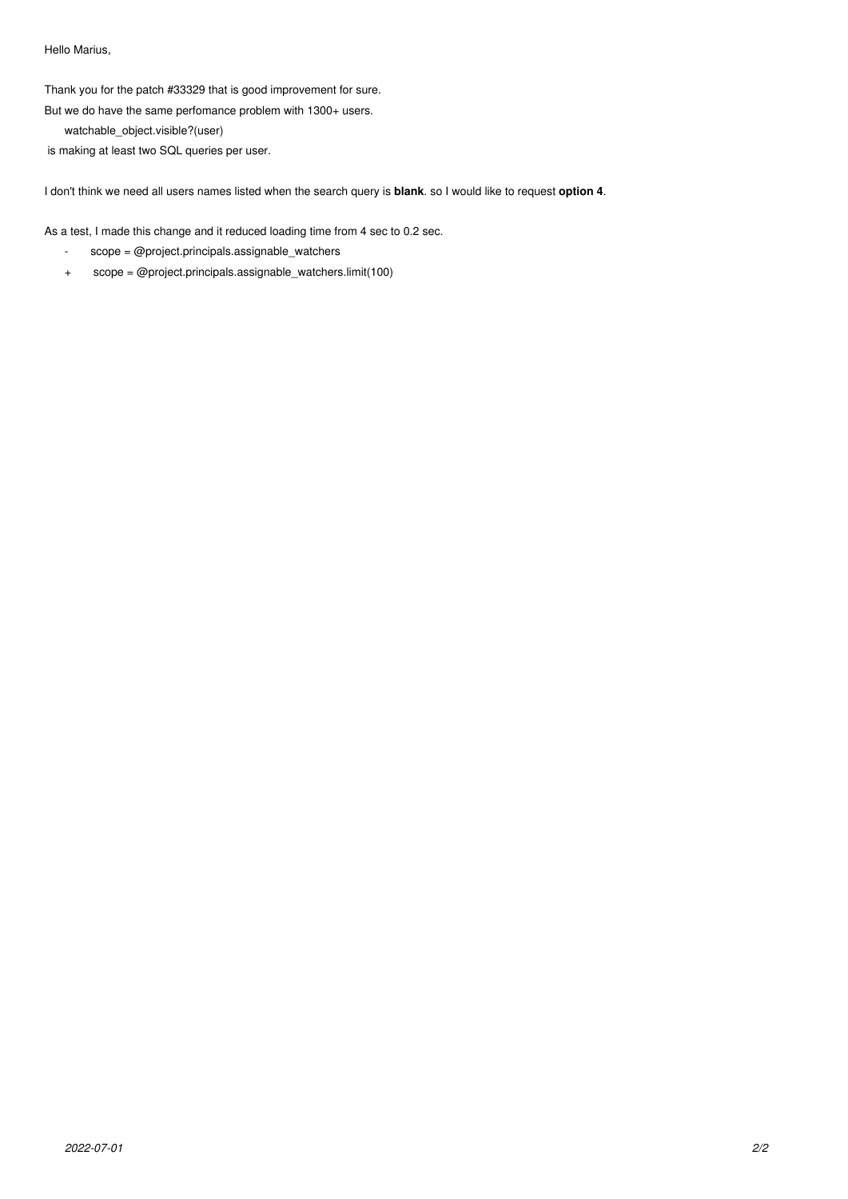Hello Marius,

Thank you for the patch #33329 that is good improvement for sure.

But we do have the same perfomance problem with 1300+ users.

```
watchable_object.visible?(user)
```

is making at least two SQL queries per user.

I don't think we need all users names listed when the search query is **blank**. so I would like to request **option 4**.

As a test, I made this change and it reduced loading time from 4 sec to 0.2 sec.

```
-       scope = @project.principals.assignable_watchers
+       scope = @project.principals.assignable_watchers.limit(100)
```